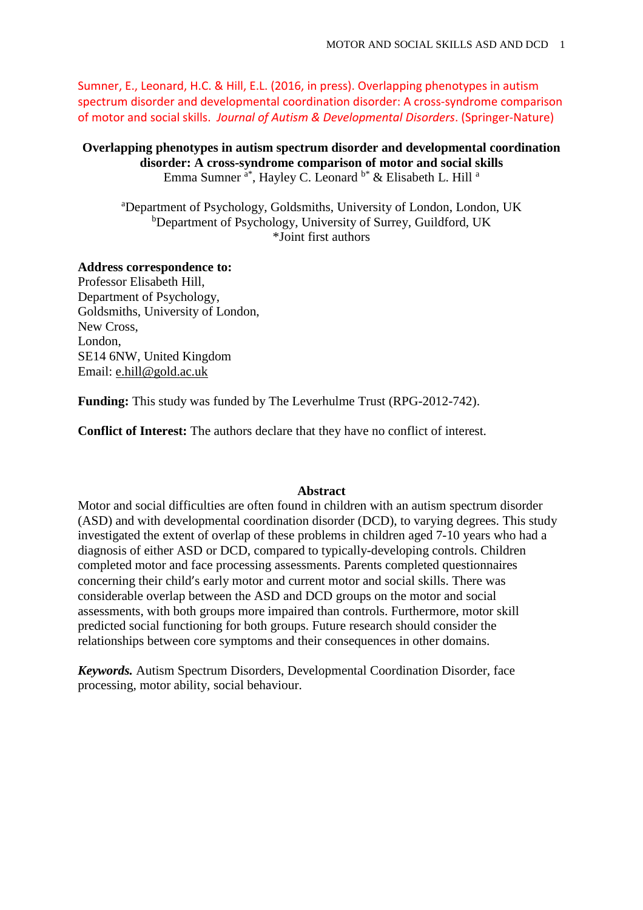Sumner, E., Leonard, H.C. & Hill, E.L. (2016, in press). Overlapping phenotypes in autism spectrum disorder and developmental coordination disorder: A cross-syndrome comparison of motor and social skills. *Journal of Autism & Developmental Disorders*. (Springer-Nature)

# Overlapping phenotypes in autism spectrum disorder and developmental coordination disorder: A cross-syndrome comparison of motor and social skills

Emma Sumner [a*], Hayley C. Leonard [b*] & Elisabeth L. Hill [a]

[a]Department of Psychology, Goldsmiths, University of London, London, UK
[b]Department of Psychology, University of Surrey, Guildford, UK
*Joint first authors

**Address correspondence to:**
Professor Elisabeth Hill,
Department of Psychology,
Goldsmiths, University of London,
New Cross,
London,
SE14 6NW, United Kingdom
Email: e.hill@gold.ac.uk

**Funding:** This study was funded by The Leverhulme Trust (RPG-2012-742).

**Conflict of Interest:** The authors declare that they have no conflict of interest.

## Abstract

Motor and social difficulties are often found in children with an autism spectrum disorder (ASD) and with developmental coordination disorder (DCD), to varying degrees. This study investigated the extent of overlap of these problems in children aged 7-10 years who had a diagnosis of either ASD or DCD, compared to typically-developing controls. Children completed motor and face processing assessments. Parents completed questionnaires concerning their child's early motor and current motor and social skills. There was considerable overlap between the ASD and DCD groups on the motor and social assessments, with both groups more impaired than controls. Furthermore, motor skill predicted social functioning for both groups. Future research should consider the relationships between core symptoms and their consequences in other domains.

***Keywords.*** Autism Spectrum Disorders, Developmental Coordination Disorder, face processing, motor ability, social behaviour.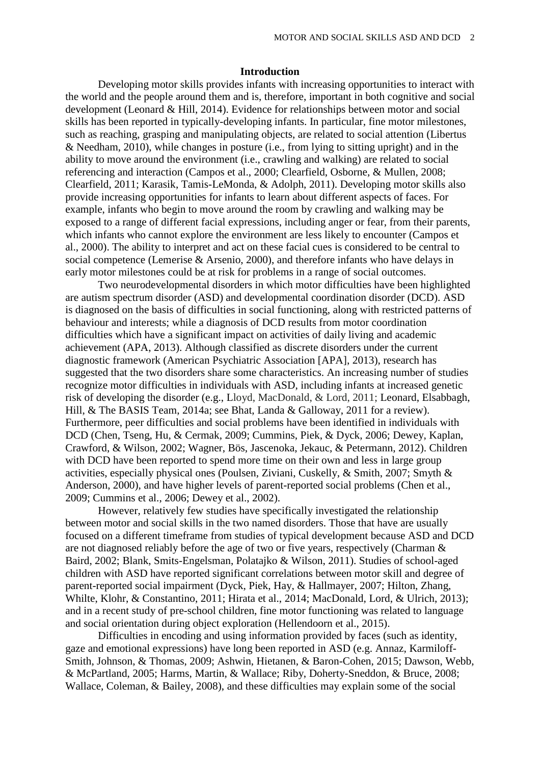## Introduction

Developing motor skills provides infants with increasing opportunities to interact with the world and the people around them and is, therefore, important in both cognitive and social development (Leonard & Hill, 2014). Evidence for relationships between motor and social skills has been reported in typically-developing infants. In particular, fine motor milestones, such as reaching, grasping and manipulating objects, are related to social attention (Libertus & Needham, 2010), while changes in posture (i.e., from lying to sitting upright) and in the ability to move around the environment (i.e., crawling and walking) are related to social referencing and interaction (Campos et al., 2000; Clearfield, Osborne, & Mullen, 2008; Clearfield, 2011; Karasik, Tamis-LeMonda, & Adolph, 2011). Developing motor skills also provide increasing opportunities for infants to learn about different aspects of faces. For example, infants who begin to move around the room by crawling and walking may be exposed to a range of different facial expressions, including anger or fear, from their parents, which infants who cannot explore the environment are less likely to encounter (Campos et al., 2000). The ability to interpret and act on these facial cues is considered to be central to social competence (Lemerise & Arsenio, 2000), and therefore infants who have delays in early motor milestones could be at risk for problems in a range of social outcomes.

Two neurodevelopmental disorders in which motor difficulties have been highlighted are autism spectrum disorder (ASD) and developmental coordination disorder (DCD). ASD is diagnosed on the basis of difficulties in social functioning, along with restricted patterns of behaviour and interests; while a diagnosis of DCD results from motor coordination difficulties which have a significant impact on activities of daily living and academic achievement (APA, 2013). Although classified as discrete disorders under the current diagnostic framework (American Psychiatric Association [APA], 2013), research has suggested that the two disorders share some characteristics. An increasing number of studies recognize motor difficulties in individuals with ASD, including infants at increased genetic risk of developing the disorder (e.g., Lloyd, MacDonald, & Lord, 2011; Leonard, Elsabbagh, Hill, & The BASIS Team, 2014a; see Bhat, Landa & Galloway, 2011 for a review). Furthermore, peer difficulties and social problems have been identified in individuals with DCD (Chen, Tseng, Hu, & Cermak, 2009; Cummins, Piek, & Dyck, 2006; Dewey, Kaplan, Crawford, & Wilson, 2002; Wagner, Bös, Jascenoka, Jekauc, & Petermann, 2012). Children with DCD have been reported to spend more time on their own and less in large group activities, especially physical ones (Poulsen, Ziviani, Cuskelly, & Smith, 2007; Smyth & Anderson, 2000), and have higher levels of parent-reported social problems (Chen et al., 2009; Cummins et al., 2006; Dewey et al., 2002).

However, relatively few studies have specifically investigated the relationship between motor and social skills in the two named disorders. Those that have are usually focused on a different timeframe from studies of typical development because ASD and DCD are not diagnosed reliably before the age of two or five years, respectively (Charman & Baird, 2002; Blank, Smits-Engelsman, Polatajko & Wilson, 2011). Studies of school-aged children with ASD have reported significant correlations between motor skill and degree of parent-reported social impairment (Dyck, Piek, Hay, & Hallmayer, 2007; Hilton, Zhang, Whilte, Klohr, & Constantino, 2011; Hirata et al., 2014; MacDonald, Lord, & Ulrich, 2013); and in a recent study of pre-school children, fine motor functioning was related to language and social orientation during object exploration (Hellendoorn et al., 2015).

Difficulties in encoding and using information provided by faces (such as identity, gaze and emotional expressions) have long been reported in ASD (e.g. Annaz, Karmiloff-Smith, Johnson, & Thomas, 2009; Ashwin, Hietanen, & Baron-Cohen, 2015; Dawson, Webb, & McPartland, 2005; Harms, Martin, & Wallace; Riby, Doherty-Sneddon, & Bruce, 2008; Wallace, Coleman, & Bailey, 2008), and these difficulties may explain some of the social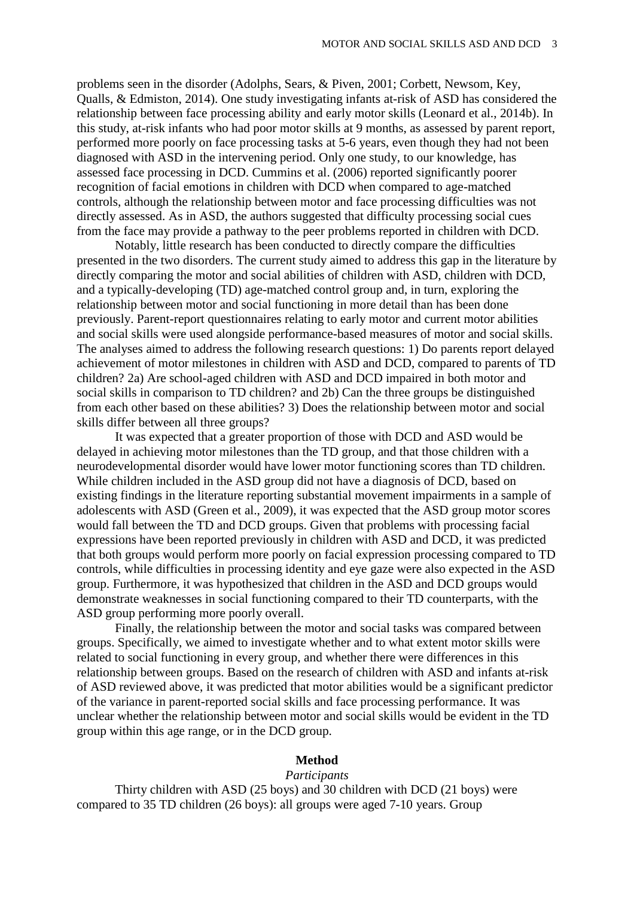problems seen in the disorder (Adolphs, Sears, & Piven, 2001; Corbett, Newsom, Key, Qualls, & Edmiston, 2014). One study investigating infants at-risk of ASD has considered the relationship between face processing ability and early motor skills (Leonard et al., 2014b). In this study, at-risk infants who had poor motor skills at 9 months, as assessed by parent report, performed more poorly on face processing tasks at 5-6 years, even though they had not been diagnosed with ASD in the intervening period. Only one study, to our knowledge, has assessed face processing in DCD. Cummins et al. (2006) reported significantly poorer recognition of facial emotions in children with DCD when compared to age-matched controls, although the relationship between motor and face processing difficulties was not directly assessed. As in ASD, the authors suggested that difficulty processing social cues from the face may provide a pathway to the peer problems reported in children with DCD.

Notably, little research has been conducted to directly compare the difficulties presented in the two disorders. The current study aimed to address this gap in the literature by directly comparing the motor and social abilities of children with ASD, children with DCD, and a typically-developing (TD) age-matched control group and, in turn, exploring the relationship between motor and social functioning in more detail than has been done previously. Parent-report questionnaires relating to early motor and current motor abilities and social skills were used alongside performance-based measures of motor and social skills. The analyses aimed to address the following research questions: 1) Do parents report delayed achievement of motor milestones in children with ASD and DCD, compared to parents of TD children? 2a) Are school-aged children with ASD and DCD impaired in both motor and social skills in comparison to TD children? and 2b) Can the three groups be distinguished from each other based on these abilities? 3) Does the relationship between motor and social skills differ between all three groups?

It was expected that a greater proportion of those with DCD and ASD would be delayed in achieving motor milestones than the TD group, and that those children with a neurodevelopmental disorder would have lower motor functioning scores than TD children. While children included in the ASD group did not have a diagnosis of DCD, based on existing findings in the literature reporting substantial movement impairments in a sample of adolescents with ASD (Green et al., 2009), it was expected that the ASD group motor scores would fall between the TD and DCD groups. Given that problems with processing facial expressions have been reported previously in children with ASD and DCD, it was predicted that both groups would perform more poorly on facial expression processing compared to TD controls, while difficulties in processing identity and eye gaze were also expected in the ASD group. Furthermore, it was hypothesized that children in the ASD and DCD groups would demonstrate weaknesses in social functioning compared to their TD counterparts, with the ASD group performing more poorly overall.

Finally, the relationship between the motor and social tasks was compared between groups. Specifically, we aimed to investigate whether and to what extent motor skills were related to social functioning in every group, and whether there were differences in this relationship between groups. Based on the research of children with ASD and infants at-risk of ASD reviewed above, it was predicted that motor abilities would be a significant predictor of the variance in parent-reported social skills and face processing performance. It was unclear whether the relationship between motor and social skills would be evident in the TD group within this age range, or in the DCD group.

## Method

### *Participants*

Thirty children with ASD (25 boys) and 30 children with DCD (21 boys) were compared to 35 TD children (26 boys): all groups were aged 7-10 years. Group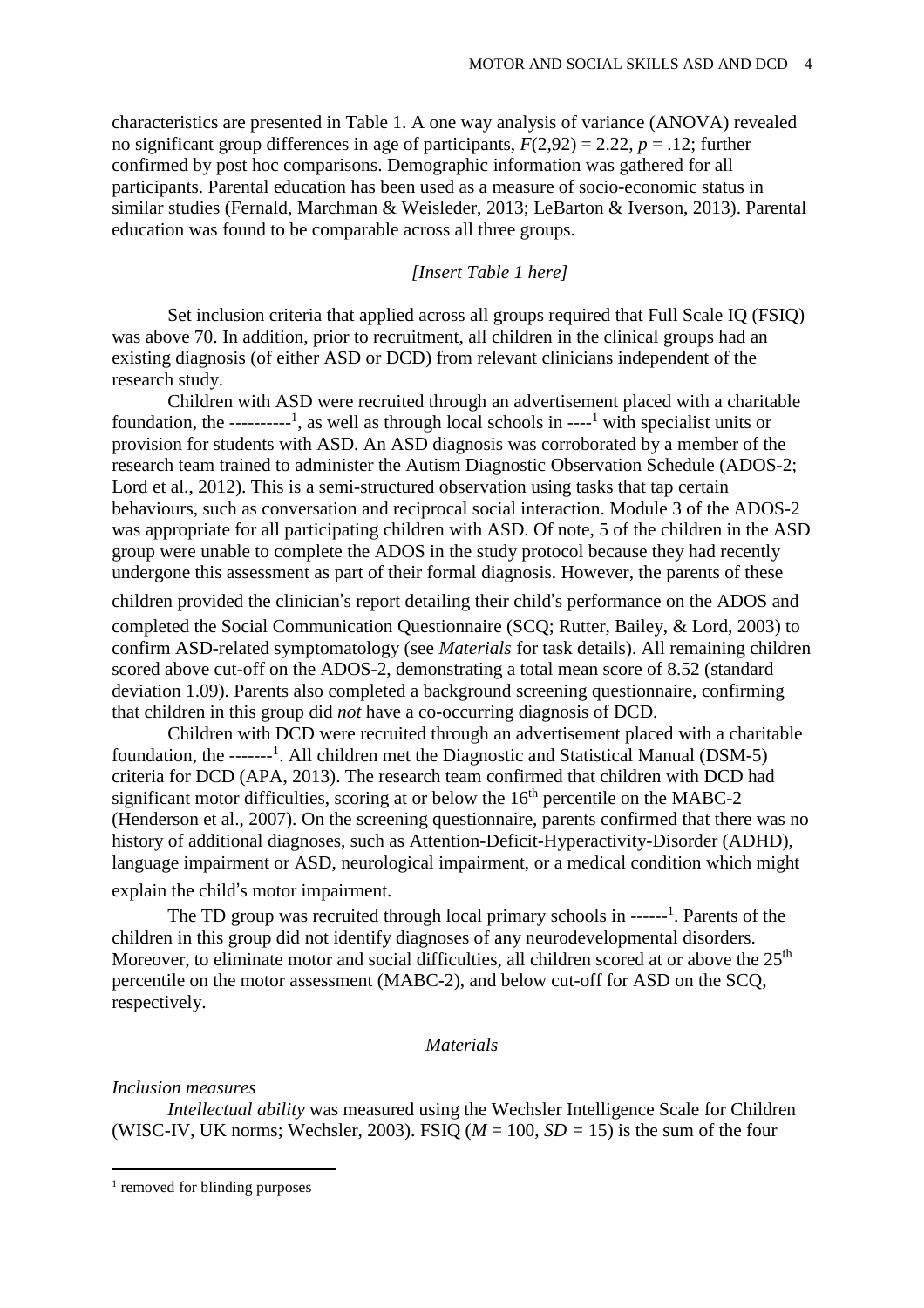characteristics are presented in Table 1. A one way analysis of variance (ANOVA) revealed no significant group differences in age of participants, $F(2,92) = 2.22$, $p = .12$; further confirmed by post hoc comparisons. Demographic information was gathered for all participants. Parental education has been used as a measure of socio-economic status in similar studies (Fernald, Marchman & Weisleder, 2013; LeBarton & Iverson, 2013). Parental education was found to be comparable across all three groups.

*[Insert Table 1 here]*

Set inclusion criteria that applied across all groups required that Full Scale IQ (FSIQ) was above 70. In addition, prior to recruitment, all children in the clinical groups had an existing diagnosis (of either ASD or DCD) from relevant clinicians independent of the research study.

Children with ASD were recruited through an advertisement placed with a charitable foundation, the ----------[1], as well as through local schools in ----[1] with specialist units or provision for students with ASD. An ASD diagnosis was corroborated by a member of the research team trained to administer the Autism Diagnostic Observation Schedule (ADOS-2; Lord et al., 2012). This is a semi-structured observation using tasks that tap certain behaviours, such as conversation and reciprocal social interaction. Module 3 of the ADOS-2 was appropriate for all participating children with ASD. Of note, 5 of the children in the ASD group were unable to complete the ADOS in the study protocol because they had recently undergone this assessment as part of their formal diagnosis. However, the parents of these children provided the clinician's report detailing their child's performance on the ADOS and completed the Social Communication Questionnaire (SCQ; Rutter, Bailey, & Lord, 2003) to confirm ASD-related symptomatology (see *Materials* for task details). All remaining children scored above cut-off on the ADOS-2, demonstrating a total mean score of 8.52 (standard deviation 1.09). Parents also completed a background screening questionnaire, confirming that children in this group did *not* have a co-occurring diagnosis of DCD.

Children with DCD were recruited through an advertisement placed with a charitable foundation, the -------[1]. All children met the Diagnostic and Statistical Manual (DSM-5) criteria for DCD (APA, 2013). The research team confirmed that children with DCD had significant motor difficulties, scoring at or below the 16th percentile on the MABC-2 (Henderson et al., 2007). On the screening questionnaire, parents confirmed that there was no history of additional diagnoses, such as Attention-Deficit-Hyperactivity-Disorder (ADHD), language impairment or ASD, neurological impairment, or a medical condition which might explain the child's motor impairment.

The TD group was recruited through local primary schools in ------[1]. Parents of the children in this group did not identify diagnoses of any neurodevelopmental disorders. Moreover, to eliminate motor and social difficulties, all children scored at or above the 25th percentile on the motor assessment (MABC-2), and below cut-off for ASD on the SCQ, respectively.

## *Materials*

### *Inclusion measures*

*Intellectual ability* was measured using the Wechsler Intelligence Scale for Children (WISC-IV, UK norms; Wechsler, 2003). FSIQ ($M = 100$, $SD = 15$) is the sum of the four

[1] removed for blinding purposes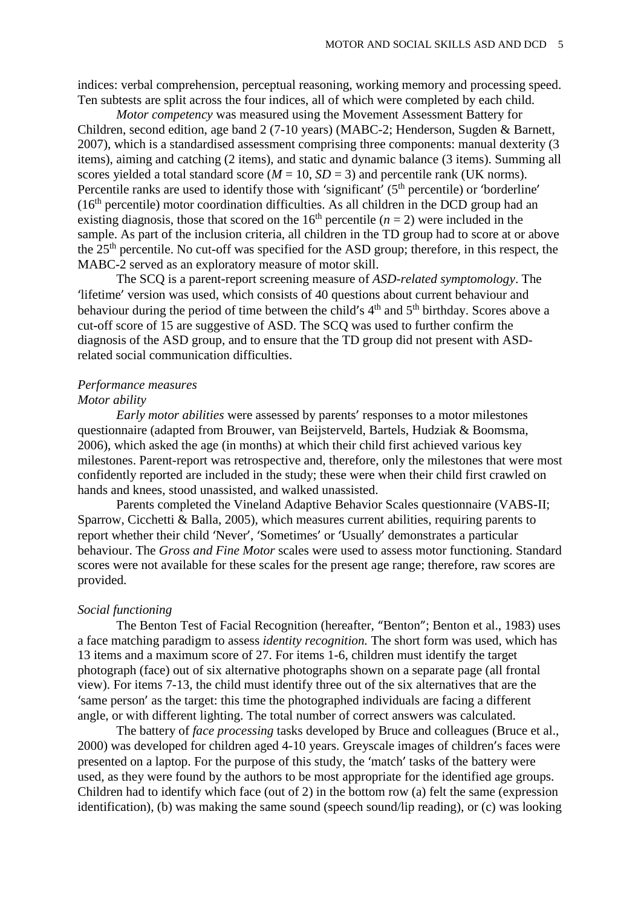indices: verbal comprehension, perceptual reasoning, working memory and processing speed. Ten subtests are split across the four indices, all of which were completed by each child.

*Motor competency* was measured using the Movement Assessment Battery for Children, second edition, age band 2 (7-10 years) (MABC-2; Henderson, Sugden & Barnett, 2007), which is a standardised assessment comprising three components: manual dexterity (3 items), aiming and catching (2 items), and static and dynamic balance (3 items). Summing all scores yielded a total standard score ($M = 10$, $SD = 3$) and percentile rank (UK norms). Percentile ranks are used to identify those with 'significant' (5th percentile) or 'borderline' (16th percentile) motor coordination difficulties. As all children in the DCD group had an existing diagnosis, those that scored on the 16th percentile ($n = 2$) were included in the sample. As part of the inclusion criteria, all children in the TD group had to score at or above the 25th percentile. No cut-off was specified for the ASD group; therefore, in this respect, the MABC-2 served as an exploratory measure of motor skill.

The SCQ is a parent-report screening measure of *ASD-related symptomology*. The 'lifetime' version was used, which consists of 40 questions about current behaviour and behaviour during the period of time between the child's 4th and 5th birthday. Scores above a cut-off score of 15 are suggestive of ASD. The SCQ was used to further confirm the diagnosis of the ASD group, and to ensure that the TD group did not present with ASD-related social communication difficulties.

*Performance measures*

*Motor ability*

*Early motor abilities* were assessed by parents' responses to a motor milestones questionnaire (adapted from Brouwer, van Beijsterveld, Bartels, Hudziak & Boomsma, 2006), which asked the age (in months) at which their child first achieved various key milestones. Parent-report was retrospective and, therefore, only the milestones that were most confidently reported are included in the study; these were when their child first crawled on hands and knees, stood unassisted, and walked unassisted.

Parents completed the Vineland Adaptive Behavior Scales questionnaire (VABS-II; Sparrow, Cicchetti & Balla, 2005), which measures current abilities, requiring parents to report whether their child 'Never', 'Sometimes' or 'Usually' demonstrates a particular behaviour. The *Gross and Fine Motor* scales were used to assess motor functioning. Standard scores were not available for these scales for the present age range; therefore, raw scores are provided.

*Social functioning*

The Benton Test of Facial Recognition (hereafter, "Benton"; Benton et al., 1983) uses a face matching paradigm to assess *identity recognition.* The short form was used, which has 13 items and a maximum score of 27. For items 1-6, children must identify the target photograph (face) out of six alternative photographs shown on a separate page (all frontal view). For items 7-13, the child must identify three out of the six alternatives that are the 'same person' as the target: this time the photographed individuals are facing a different angle, or with different lighting. The total number of correct answers was calculated.

The battery of *face processing* tasks developed by Bruce and colleagues (Bruce et al., 2000) was developed for children aged 4-10 years. Greyscale images of children's faces were presented on a laptop. For the purpose of this study, the 'match' tasks of the battery were used, as they were found by the authors to be most appropriate for the identified age groups. Children had to identify which face (out of 2) in the bottom row (a) felt the same (expression identification), (b) was making the same sound (speech sound/lip reading), or (c) was looking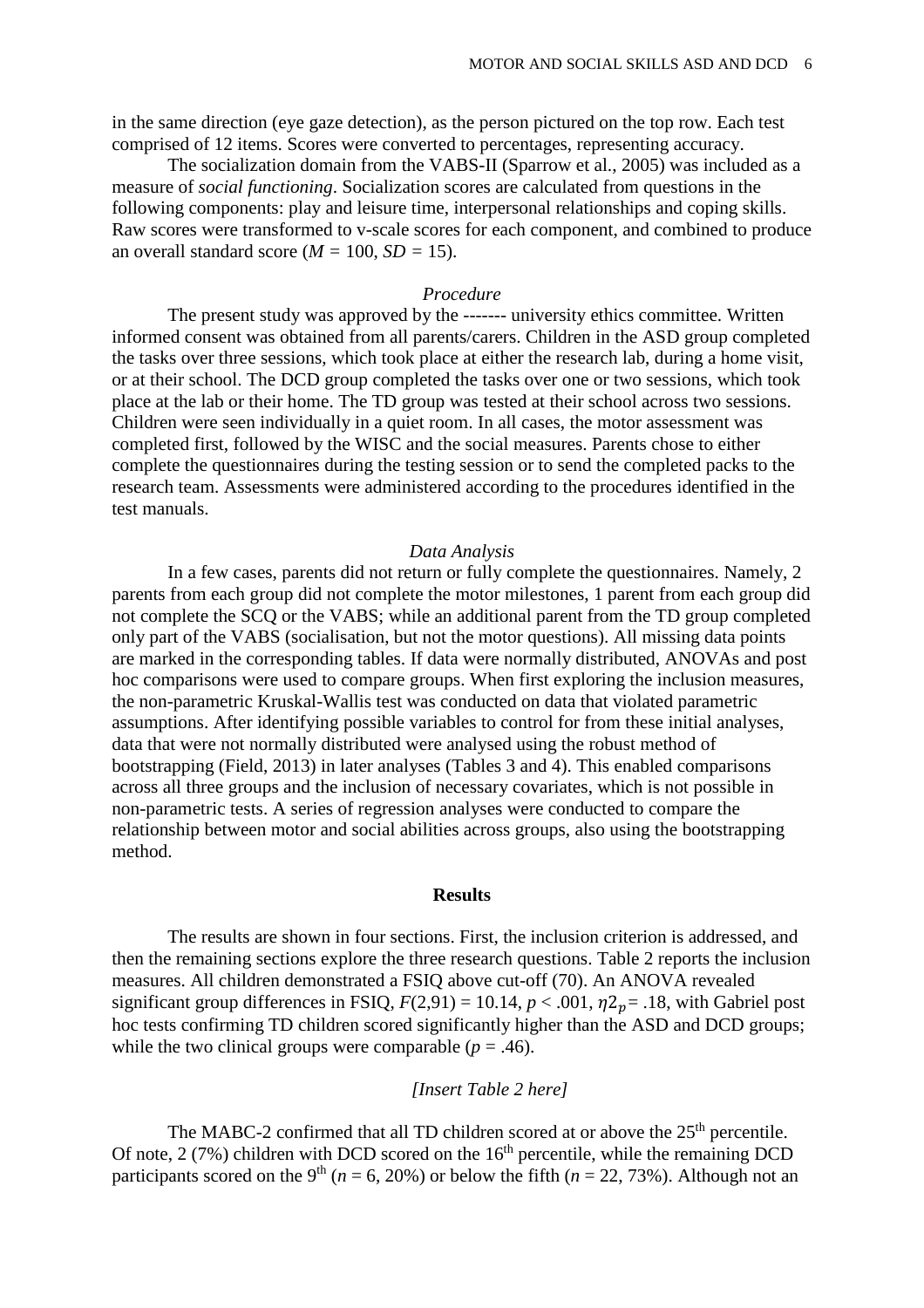in the same direction (eye gaze detection), as the person pictured on the top row. Each test comprised of 12 items. Scores were converted to percentages, representing accuracy.

The socialization domain from the VABS-II (Sparrow et al., 2005) was included as a measure of *social functioning*. Socialization scores are calculated from questions in the following components: play and leisure time, interpersonal relationships and coping skills. Raw scores were transformed to v-scale scores for each component, and combined to produce an overall standard score ($M$ = 100, $SD$ = 15).

### *Procedure*

The present study was approved by the ------- university ethics committee. Written informed consent was obtained from all parents/carers. Children in the ASD group completed the tasks over three sessions, which took place at either the research lab, during a home visit, or at their school. The DCD group completed the tasks over one or two sessions, which took place at the lab or their home. The TD group was tested at their school across two sessions. Children were seen individually in a quiet room. In all cases, the motor assessment was completed first, followed by the WISC and the social measures. Parents chose to either complete the questionnaires during the testing session or to send the completed packs to the research team. Assessments were administered according to the procedures identified in the test manuals.

### *Data Analysis*

In a few cases, parents did not return or fully complete the questionnaires. Namely, 2 parents from each group did not complete the motor milestones, 1 parent from each group did not complete the SCQ or the VABS; while an additional parent from the TD group completed only part of the VABS (socialisation, but not the motor questions). All missing data points are marked in the corresponding tables. If data were normally distributed, ANOVAs and post hoc comparisons were used to compare groups. When first exploring the inclusion measures, the non-parametric Kruskal-Wallis test was conducted on data that violated parametric assumptions. After identifying possible variables to control for from these initial analyses, data that were not normally distributed were analysed using the robust method of bootstrapping (Field, 2013) in later analyses (Tables 3 and 4). This enabled comparisons across all three groups and the inclusion of necessary covariates, which is not possible in non-parametric tests. A series of regression analyses were conducted to compare the relationship between motor and social abilities across groups, also using the bootstrapping method.

## **Results**

The results are shown in four sections. First, the inclusion criterion is addressed, and then the remaining sections explore the three research questions. Table 2 reports the inclusion measures. All children demonstrated a FSIQ above cut-off (70). An ANOVA revealed significant group differences in FSIQ, $F(2,91) = 10.14$, $p < .001$, $\eta 2_p = .18$, with Gabriel post hoc tests confirming TD children scored significantly higher than the ASD and DCD groups; while the two clinical groups were comparable ($p = .46$).

*[Insert Table 2 here]*

The MABC-2 confirmed that all TD children scored at or above the 25th percentile. Of note, 2 (7%) children with DCD scored on the 16th percentile, while the remaining DCD participants scored on the 9th ($n$ = 6, 20%) or below the fifth ($n$ = 22, 73%). Although not an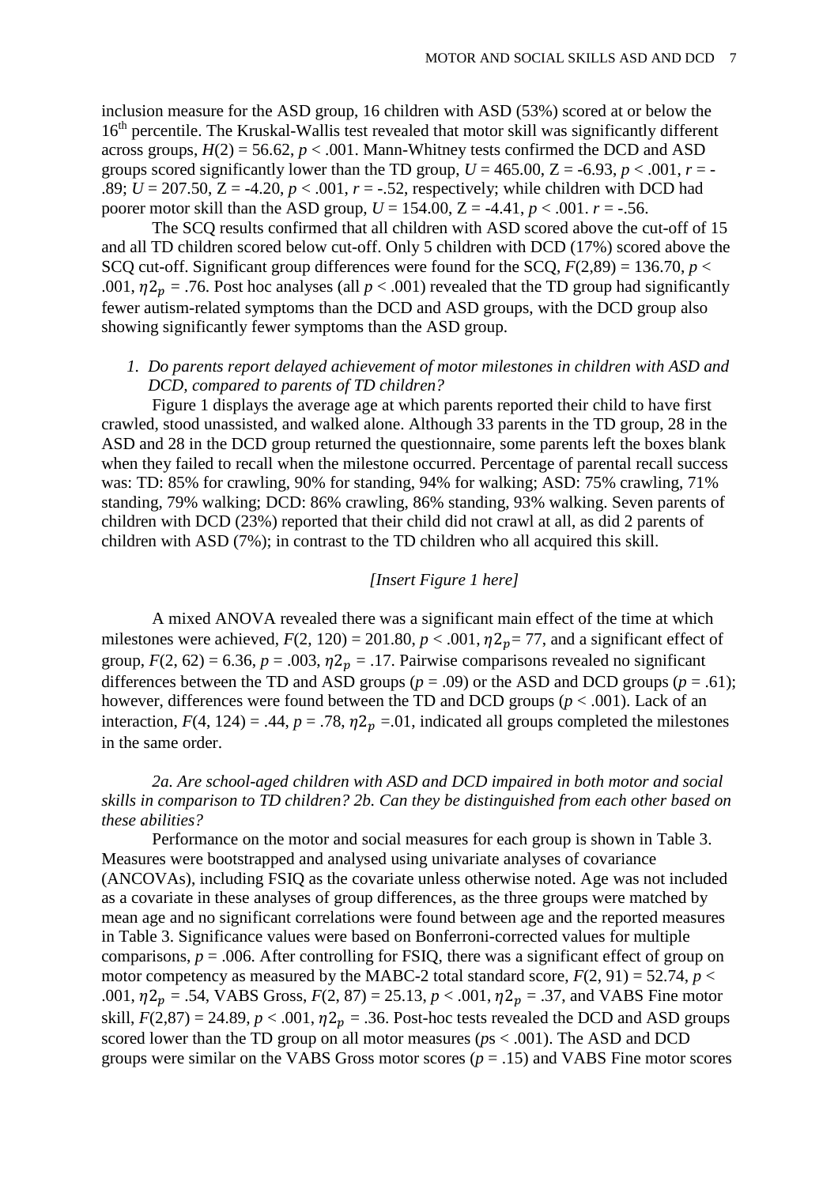inclusion measure for the ASD group, 16 children with ASD (53%) scored at or below the 16th percentile. The Kruskal-Wallis test revealed that motor skill was significantly different across groups, $H(2) = 56.62$, $p < .001$. Mann-Whitney tests confirmed the DCD and ASD groups scored significantly lower than the TD group, $U = 465.00$, $Z = -6.93$, $p < .001$, $r = -.89$; $U = 207.50$, $Z = -4.20$, $p < .001$, $r = -.52$, respectively; while children with DCD had poorer motor skill than the ASD group, $U = 154.00$, $Z = -4.41$, $p < .001$. $r = -.56$.

The SCQ results confirmed that all children with ASD scored above the cut-off of 15 and all TD children scored below cut-off. Only 5 children with DCD (17%) scored above the SCQ cut-off. Significant group differences were found for the SCQ, $F(2,89) = 136.70$, $p < .001$, $\eta 2_p = .76$. Post hoc analyses (all $p < .001$) revealed that the TD group had significantly fewer autism-related symptoms than the DCD and ASD groups, with the DCD group also showing significantly fewer symptoms than the ASD group.

1. *Do parents report delayed achievement of motor milestones in children with ASD and DCD, compared to parents of TD children?*

Figure 1 displays the average age at which parents reported their child to have first crawled, stood unassisted, and walked alone. Although 33 parents in the TD group, 28 in the ASD and 28 in the DCD group returned the questionnaire, some parents left the boxes blank when they failed to recall when the milestone occurred. Percentage of parental recall success was: TD: 85% for crawling, 90% for standing, 94% for walking; ASD: 75% crawling, 71% standing, 79% walking; DCD: 86% crawling, 86% standing, 93% walking. Seven parents of children with DCD (23%) reported that their child did not crawl at all, as did 2 parents of children with ASD (7%); in contrast to the TD children who all acquired this skill.

*[Insert Figure 1 here]*

A mixed ANOVA revealed there was a significant main effect of the time at which milestones were achieved, $F(2, 120) = 201.80$, $p < .001$, $\eta 2_p = 77$, and a significant effect of group, $F(2, 62) = 6.36$, $p = .003$, $\eta 2_p = .17$. Pairwise comparisons revealed no significant differences between the TD and ASD groups ($p = .09$) or the ASD and DCD groups ($p = .61$); however, differences were found between the TD and DCD groups ($p < .001$). Lack of an interaction, $F(4, 124) = .44$, $p = .78$, $\eta 2_p = .01$, indicated all groups completed the milestones in the same order.

*2a. Are school-aged children with ASD and DCD impaired in both motor and social skills in comparison to TD children? 2b. Can they be distinguished from each other based on these abilities?*

Performance on the motor and social measures for each group is shown in Table 3. Measures were bootstrapped and analysed using univariate analyses of covariance (ANCOVAs), including FSIQ as the covariate unless otherwise noted. Age was not included as a covariate in these analyses of group differences, as the three groups were matched by mean age and no significant correlations were found between age and the reported measures in Table 3. Significance values were based on Bonferroni-corrected values for multiple comparisons, $p = .006$. After controlling for FSIQ, there was a significant effect of group on motor competency as measured by the MABC-2 total standard score, $F(2, 91) = 52.74$, $p < .001$, $\eta 2_p = .54$, VABS Gross, $F(2, 87) = 25.13$, $p < .001$, $\eta 2_p = .37$, and VABS Fine motor skill, $F(2,87) = 24.89$, $p < .001$, $\eta 2_p = .36$. Post-hoc tests revealed the DCD and ASD groups scored lower than the TD group on all motor measures ($p$s $< .001$). The ASD and DCD groups were similar on the VABS Gross motor scores ($p = .15$) and VABS Fine motor scores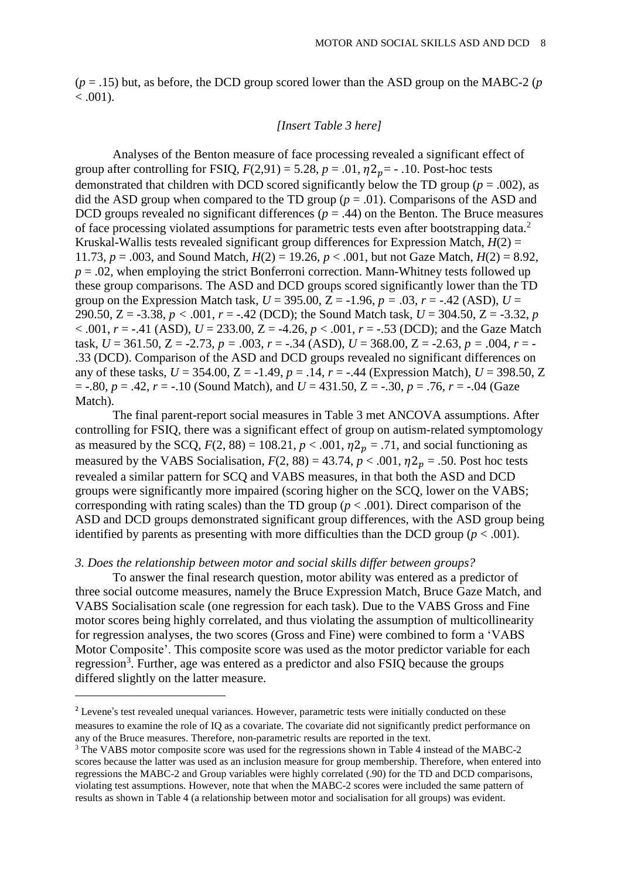($p = .15$) but, as before, the DCD group scored lower than the ASD group on the MABC-2 ($p < .001$).

*[Insert Table 3 here]*

Analyses of the Benton measure of face processing revealed a significant effect of group after controlling for FSIQ, $F(2,91) = 5.28$, $p = .01$, $\eta 2_p = -.10$. Post-hoc tests demonstrated that children with DCD scored significantly below the TD group ($p = .002$), as did the ASD group when compared to the TD group ($p = .01$). Comparisons of the ASD and DCD groups revealed no significant differences ($p = .44$) on the Benton. The Bruce measures of face processing violated assumptions for parametric tests even after bootstrapping data.[2] Kruskal-Wallis tests revealed significant group differences for Expression Match, $H(2) = 11.73$, $p = .003$, and Sound Match, $H(2) = 19.26$, $p < .001$, but not Gaze Match, $H(2) = 8.92$, $p = .02$, when employing the strict Bonferroni correction. Mann-Whitney tests followed up these group comparisons. The ASD and DCD groups scored significantly lower than the TD group on the Expression Match task, $U = 395.00$, $Z = -1.96$, $p = .03$, $r = -.42$ (ASD), $U = 290.50$, $Z = -3.38$, $p < .001$, $r = -.42$ (DCD); the Sound Match task, $U = 304.50$, $Z = -3.32$, $p < .001$, $r = -.41$ (ASD), $U = 233.00$, $Z = -4.26$, $p < .001$, $r = -.53$ (DCD); and the Gaze Match task, $U = 361.50$, $Z = -2.73$, $p = .003$, $r = -.34$ (ASD), $U = 368.00$, $Z = -2.63$, $p = .004$, $r = -.33$ (DCD). Comparison of the ASD and DCD groups revealed no significant differences on any of these tasks, $U = 354.00$, $Z = -1.49$, $p = .14$, $r = -.44$ (Expression Match), $U = 398.50$, $Z = -.80$, $p = .42$, $r = -.10$ (Sound Match), and $U = 431.50$, $Z = -.30$, $p = .76$, $r = -.04$ (Gaze Match).

The final parent-report social measures in Table 3 met ANCOVA assumptions. After controlling for FSIQ, there was a significant effect of group on autism-related symptomology as measured by the SCQ, $F(2, 88) = 108.21$, $p < .001$, $\eta 2_p = .71$, and social functioning as measured by the VABS Socialisation, $F(2, 88) = 43.74$, $p < .001$, $\eta 2_p = .50$. Post hoc tests revealed a similar pattern for SCQ and VABS measures, in that both the ASD and DCD groups were significantly more impaired (scoring higher on the SCQ, lower on the VABS; corresponding with rating scales) than the TD group ($p < .001$). Direct comparison of the ASD and DCD groups demonstrated significant group differences, with the ASD group being identified by parents as presenting with more difficulties than the DCD group ($p < .001$).

*3. Does the relationship between motor and social skills differ between groups?*

To answer the final research question, motor ability was entered as a predictor of three social outcome measures, namely the Bruce Expression Match, Bruce Gaze Match, and VABS Socialisation scale (one regression for each task). Due to the VABS Gross and Fine motor scores being highly correlated, and thus violating the assumption of multicollinearity for regression analyses, the two scores (Gross and Fine) were combined to form a 'VABS Motor Composite'. This composite score was used as the motor predictor variable for each regression[3]. Further, age was entered as a predictor and also FSIQ because the groups differed slightly on the latter measure.

---

[2] Levene's test revealed unequal variances. However, parametric tests were initially conducted on these measures to examine the role of IQ as a covariate. The covariate did not significantly predict performance on any of the Bruce measures. Therefore, non-parametric results are reported in the text.

[3] The VABS motor composite score was used for the regressions shown in Table 4 instead of the MABC-2 scores because the latter was used as an inclusion measure for group membership. Therefore, when entered into regressions the MABC-2 and Group variables were highly correlated (.90) for the TD and DCD comparisons, violating test assumptions. However, note that when the MABC-2 scores were included the same pattern of results as shown in Table 4 (a relationship between motor and socialisation for all groups) was evident.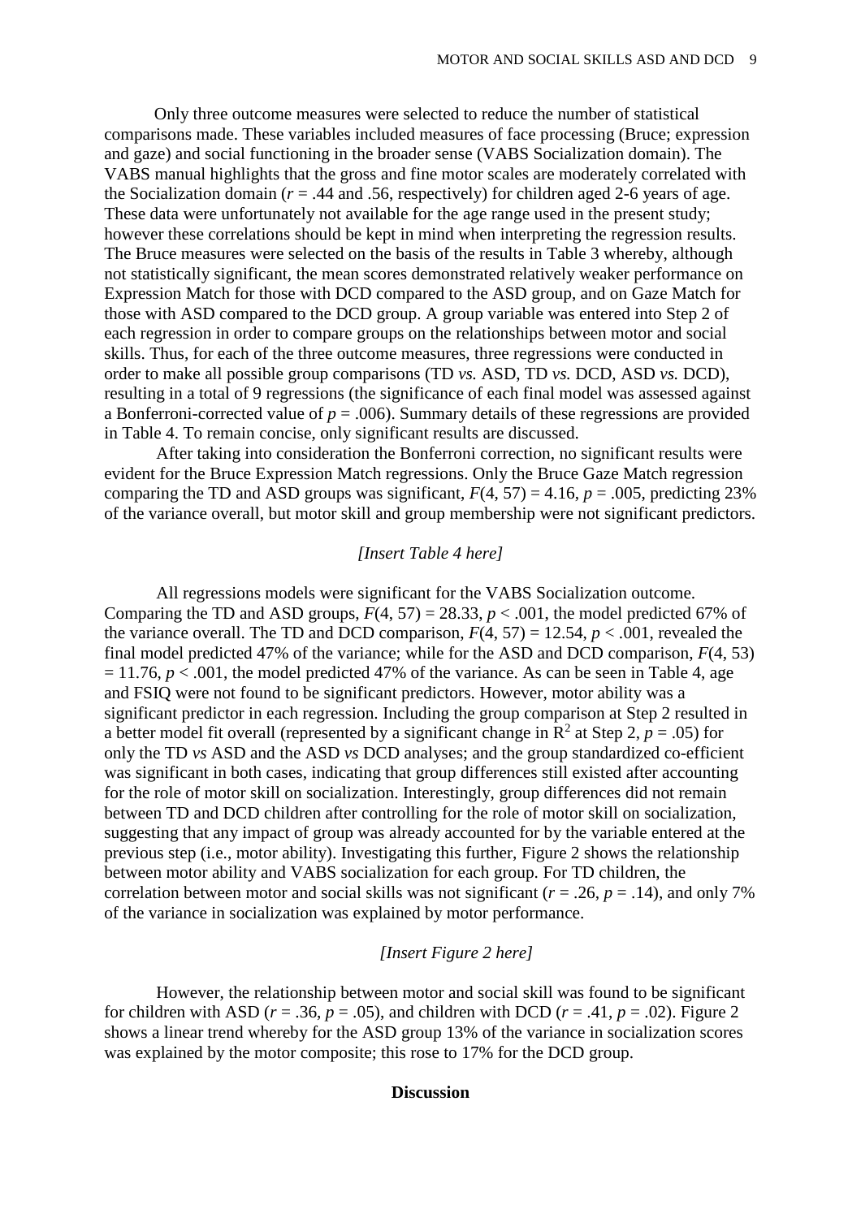Only three outcome measures were selected to reduce the number of statistical comparisons made. These variables included measures of face processing (Bruce; expression and gaze) and social functioning in the broader sense (VABS Socialization domain). The VABS manual highlights that the gross and fine motor scales are moderately correlated with the Socialization domain ($r$ = .44 and .56, respectively) for children aged 2-6 years of age. These data were unfortunately not available for the age range used in the present study; however these correlations should be kept in mind when interpreting the regression results. The Bruce measures were selected on the basis of the results in Table 3 whereby, although not statistically significant, the mean scores demonstrated relatively weaker performance on Expression Match for those with DCD compared to the ASD group, and on Gaze Match for those with ASD compared to the DCD group. A group variable was entered into Step 2 of each regression in order to compare groups on the relationships between motor and social skills. Thus, for each of the three outcome measures, three regressions were conducted in order to make all possible group comparisons (TD *vs.* ASD, TD *vs.* DCD, ASD *vs.* DCD), resulting in a total of 9 regressions (the significance of each final model was assessed against a Bonferroni-corrected value of $p$ = .006). Summary details of these regressions are provided in Table 4. To remain concise, only significant results are discussed.

After taking into consideration the Bonferroni correction, no significant results were evident for the Bruce Expression Match regressions. Only the Bruce Gaze Match regression comparing the TD and ASD groups was significant, $F(4, 57) = 4.16$, $p$ = .005, predicting 23% of the variance overall, but motor skill and group membership were not significant predictors.

*[Insert Table 4 here]*

All regressions models were significant for the VABS Socialization outcome. Comparing the TD and ASD groups, $F(4, 57) = 28.33$, $p < .001$, the model predicted 67% of the variance overall. The TD and DCD comparison, $F(4, 57) = 12.54$, $p < .001$, revealed the final model predicted 47% of the variance; while for the ASD and DCD comparison, $F(4, 53) = 11.76$, $p < .001$, the model predicted 47% of the variance. As can be seen in Table 4, age and FSIQ were not found to be significant predictors. However, motor ability was a significant predictor in each regression. Including the group comparison at Step 2 resulted in a better model fit overall (represented by a significant change in $R^2$ at Step 2, $p$ = .05) for only the TD *vs* ASD and the ASD *vs* DCD analyses; and the group standardized co-efficient was significant in both cases, indicating that group differences still existed after accounting for the role of motor skill on socialization. Interestingly, group differences did not remain between TD and DCD children after controlling for the role of motor skill on socialization, suggesting that any impact of group was already accounted for by the variable entered at the previous step (i.e., motor ability). Investigating this further, Figure 2 shows the relationship between motor ability and VABS socialization for each group. For TD children, the correlation between motor and social skills was not significant ($r$ = .26, $p$ = .14), and only 7% of the variance in socialization was explained by motor performance.

*[Insert Figure 2 here]*

However, the relationship between motor and social skill was found to be significant for children with ASD ($r$ = .36, $p$ = .05), and children with DCD ($r$ = .41, $p$ = .02). Figure 2 shows a linear trend whereby for the ASD group 13% of the variance in socialization scores was explained by the motor composite; this rose to 17% for the DCD group.

## Discussion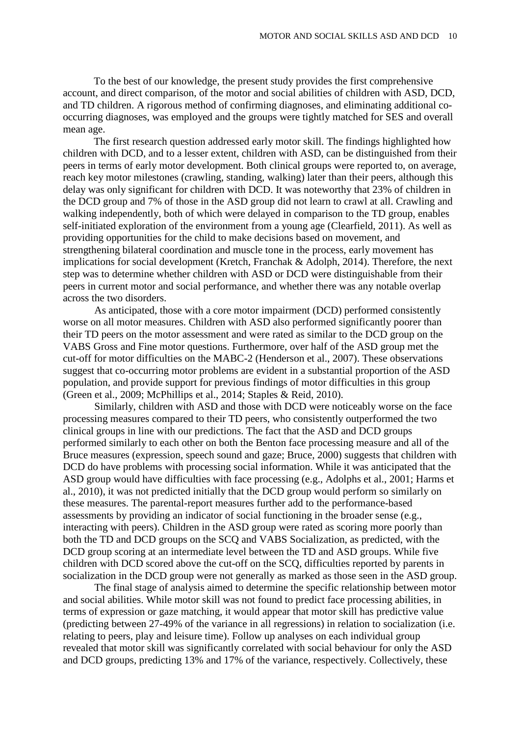To the best of our knowledge, the present study provides the first comprehensive account, and direct comparison, of the motor and social abilities of children with ASD, DCD, and TD children. A rigorous method of confirming diagnoses, and eliminating additional co-occurring diagnoses, was employed and the groups were tightly matched for SES and overall mean age.

The first research question addressed early motor skill. The findings highlighted how children with DCD, and to a lesser extent, children with ASD, can be distinguished from their peers in terms of early motor development. Both clinical groups were reported to, on average, reach key motor milestones (crawling, standing, walking) later than their peers, although this delay was only significant for children with DCD. It was noteworthy that 23% of children in the DCD group and 7% of those in the ASD group did not learn to crawl at all. Crawling and walking independently, both of which were delayed in comparison to the TD group, enables self-initiated exploration of the environment from a young age (Clearfield, 2011). As well as providing opportunities for the child to make decisions based on movement, and strengthening bilateral coordination and muscle tone in the process, early movement has implications for social development (Kretch, Franchak & Adolph, 2014). Therefore, the next step was to determine whether children with ASD or DCD were distinguishable from their peers in current motor and social performance, and whether there was any notable overlap across the two disorders.

As anticipated, those with a core motor impairment (DCD) performed consistently worse on all motor measures. Children with ASD also performed significantly poorer than their TD peers on the motor assessment and were rated as similar to the DCD group on the VABS Gross and Fine motor questions. Furthermore, over half of the ASD group met the cut-off for motor difficulties on the MABC-2 (Henderson et al., 2007). These observations suggest that co-occurring motor problems are evident in a substantial proportion of the ASD population, and provide support for previous findings of motor difficulties in this group (Green et al., 2009; McPhillips et al., 2014; Staples & Reid, 2010).

Similarly, children with ASD and those with DCD were noticeably worse on the face processing measures compared to their TD peers, who consistently outperformed the two clinical groups in line with our predictions. The fact that the ASD and DCD groups performed similarly to each other on both the Benton face processing measure and all of the Bruce measures (expression, speech sound and gaze; Bruce, 2000) suggests that children with DCD do have problems with processing social information. While it was anticipated that the ASD group would have difficulties with face processing (e.g., Adolphs et al., 2001; Harms et al., 2010), it was not predicted initially that the DCD group would perform so similarly on these measures. The parental-report measures further add to the performance-based assessments by providing an indicator of social functioning in the broader sense (e.g., interacting with peers). Children in the ASD group were rated as scoring more poorly than both the TD and DCD groups on the SCQ and VABS Socialization, as predicted, with the DCD group scoring at an intermediate level between the TD and ASD groups. While five children with DCD scored above the cut-off on the SCQ, difficulties reported by parents in socialization in the DCD group were not generally as marked as those seen in the ASD group.

The final stage of analysis aimed to determine the specific relationship between motor and social abilities. While motor skill was not found to predict face processing abilities, in terms of expression or gaze matching, it would appear that motor skill has predictive value (predicting between 27-49% of the variance in all regressions) in relation to socialization (i.e. relating to peers, play and leisure time). Follow up analyses on each individual group revealed that motor skill was significantly correlated with social behaviour for only the ASD and DCD groups, predicting 13% and 17% of the variance, respectively. Collectively, these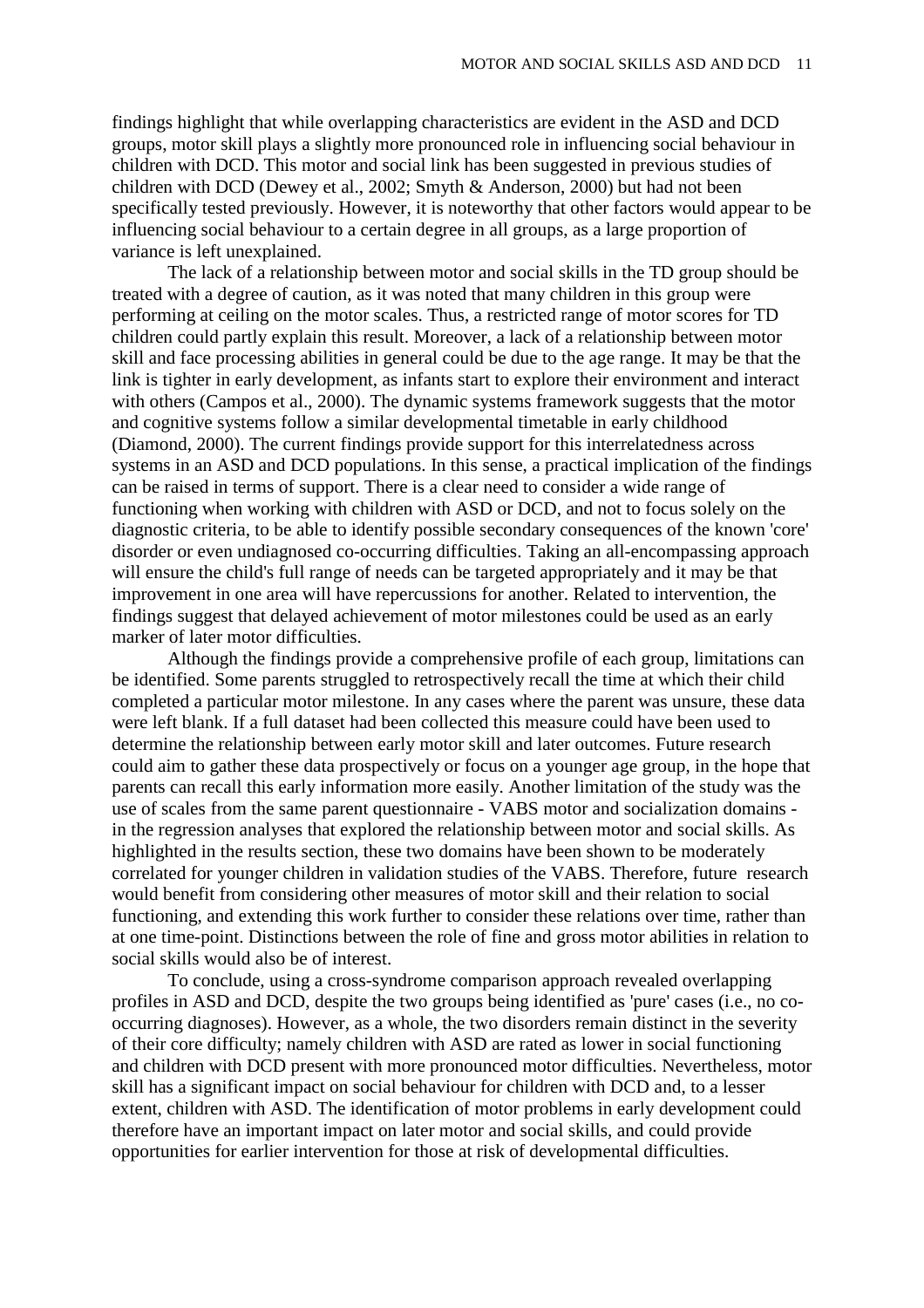findings highlight that while overlapping characteristics are evident in the ASD and DCD groups, motor skill plays a slightly more pronounced role in influencing social behaviour in children with DCD. This motor and social link has been suggested in previous studies of children with DCD (Dewey et al., 2002; Smyth & Anderson, 2000) but had not been specifically tested previously. However, it is noteworthy that other factors would appear to be influencing social behaviour to a certain degree in all groups, as a large proportion of variance is left unexplained.

The lack of a relationship between motor and social skills in the TD group should be treated with a degree of caution, as it was noted that many children in this group were performing at ceiling on the motor scales. Thus, a restricted range of motor scores for TD children could partly explain this result. Moreover, a lack of a relationship between motor skill and face processing abilities in general could be due to the age range. It may be that the link is tighter in early development, as infants start to explore their environment and interact with others (Campos et al., 2000). The dynamic systems framework suggests that the motor and cognitive systems follow a similar developmental timetable in early childhood (Diamond, 2000). The current findings provide support for this interrelatedness across systems in an ASD and DCD populations. In this sense, a practical implication of the findings can be raised in terms of support. There is a clear need to consider a wide range of functioning when working with children with ASD or DCD, and not to focus solely on the diagnostic criteria, to be able to identify possible secondary consequences of the known 'core' disorder or even undiagnosed co-occurring difficulties. Taking an all-encompassing approach will ensure the child's full range of needs can be targeted appropriately and it may be that improvement in one area will have repercussions for another. Related to intervention, the findings suggest that delayed achievement of motor milestones could be used as an early marker of later motor difficulties.

Although the findings provide a comprehensive profile of each group, limitations can be identified. Some parents struggled to retrospectively recall the time at which their child completed a particular motor milestone. In any cases where the parent was unsure, these data were left blank. If a full dataset had been collected this measure could have been used to determine the relationship between early motor skill and later outcomes. Future research could aim to gather these data prospectively or focus on a younger age group, in the hope that parents can recall this early information more easily. Another limitation of the study was the use of scales from the same parent questionnaire - VABS motor and socialization domains - in the regression analyses that explored the relationship between motor and social skills. As highlighted in the results section, these two domains have been shown to be moderately correlated for younger children in validation studies of the VABS. Therefore, future research would benefit from considering other measures of motor skill and their relation to social functioning, and extending this work further to consider these relations over time, rather than at one time-point. Distinctions between the role of fine and gross motor abilities in relation to social skills would also be of interest.

To conclude, using a cross-syndrome comparison approach revealed overlapping profiles in ASD and DCD, despite the two groups being identified as 'pure' cases (i.e., no co-occurring diagnoses). However, as a whole, the two disorders remain distinct in the severity of their core difficulty; namely children with ASD are rated as lower in social functioning and children with DCD present with more pronounced motor difficulties. Nevertheless, motor skill has a significant impact on social behaviour for children with DCD and, to a lesser extent, children with ASD. The identification of motor problems in early development could therefore have an important impact on later motor and social skills, and could provide opportunities for earlier intervention for those at risk of developmental difficulties.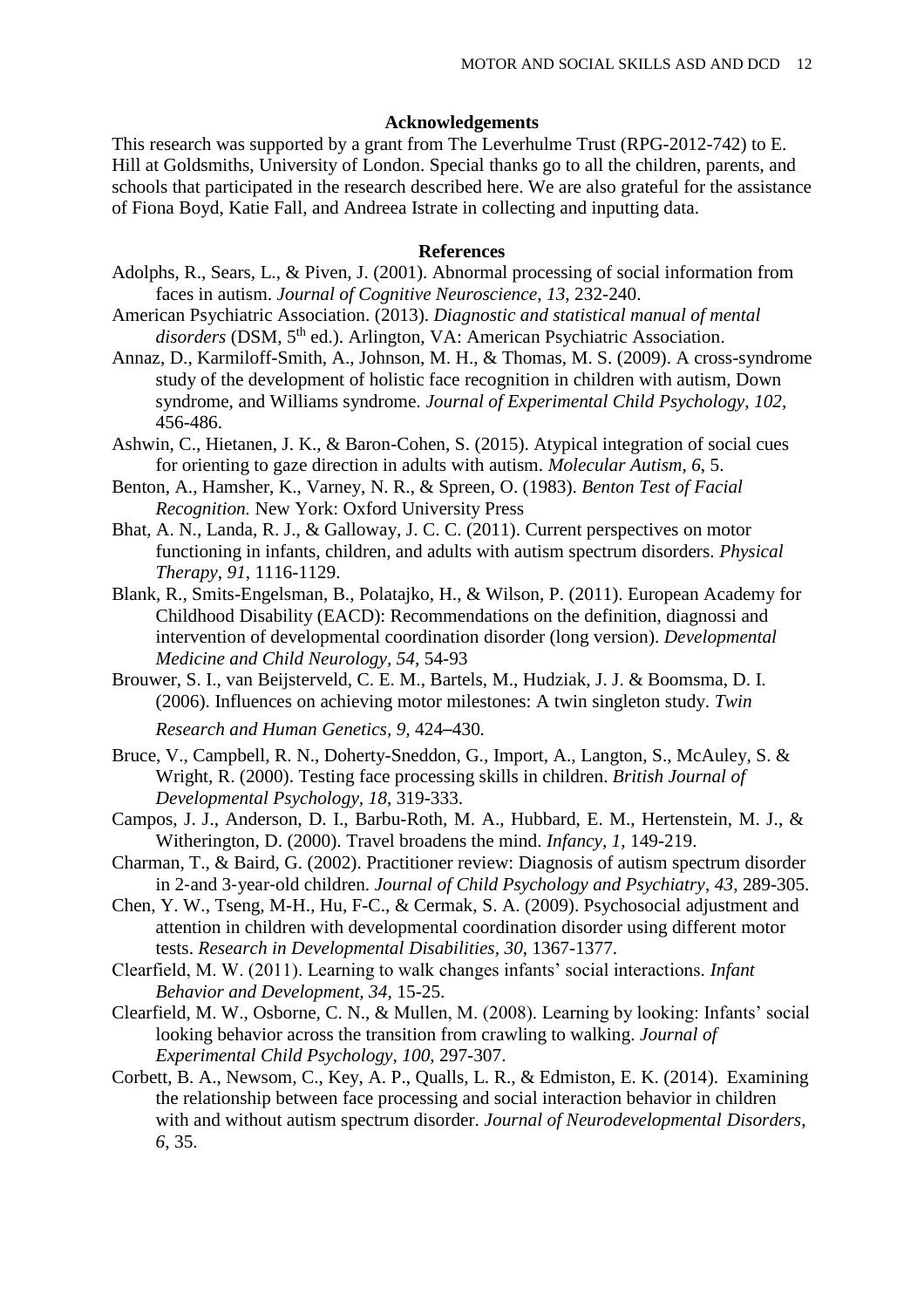## Acknowledgements

This research was supported by a grant from The Leverhulme Trust (RPG-2012-742) to E. Hill at Goldsmiths, University of London. Special thanks go to all the children, parents, and schools that participated in the research described here. We are also grateful for the assistance of Fiona Boyd, Katie Fall, and Andreea Istrate in collecting and inputting data.

## References

Adolphs, R., Sears, L., & Piven, J. (2001). Abnormal processing of social information from faces in autism. *Journal of Cognitive Neuroscience*, *13*, 232-240.

American Psychiatric Association. (2013). *Diagnostic and statistical manual of mental disorders* (DSM, 5th ed.). Arlington, VA: American Psychiatric Association.

Annaz, D., Karmiloff-Smith, A., Johnson, M. H., & Thomas, M. S. (2009). A cross-syndrome study of the development of holistic face recognition in children with autism, Down syndrome, and Williams syndrome. *Journal of Experimental Child Psychology*, *102*, 456-486.

Ashwin, C., Hietanen, J. K., & Baron-Cohen, S. (2015). Atypical integration of social cues for orienting to gaze direction in adults with autism. *Molecular Autism*, *6*, 5.

Benton, A., Hamsher, K., Varney, N. R., & Spreen, O. (1983). *Benton Test of Facial Recognition.* New York: Oxford University Press

Bhat, A. N., Landa, R. J., & Galloway, J. C. C. (2011). Current perspectives on motor functioning in infants, children, and adults with autism spectrum disorders. *Physical Therapy*, *91*, 1116-1129.

Blank, R., Smits-Engelsman, B., Polatajko, H., & Wilson, P. (2011). European Academy for Childhood Disability (EACD): Recommendations on the definition, diagnossi and intervention of developmental coordination disorder (long version). *Developmental Medicine and Child Neurology, 54*, 54-93

Brouwer, S. I., van Beijsterveld, C. E. M., Bartels, M., Hudziak, J. J. & Boomsma, D. I. (2006). Influences on achieving motor milestones: A twin singleton study. *Twin Research and Human Genetics, 9,* 424–430.

Bruce, V., Campbell, R. N., Doherty-Sneddon, G., Import, A., Langton, S., McAuley, S. & Wright, R. (2000). Testing face processing skills in children. *British Journal of Developmental Psychology*, *18*, 319-333.

Campos, J. J., Anderson, D. I., Barbu-Roth, M. A., Hubbard, E. M., Hertenstein, M. J., & Witherington, D. (2000). Travel broadens the mind. *Infancy, 1*, 149-219.

Charman, T., & Baird, G. (2002). Practitioner review: Diagnosis of autism spectrum disorder in 2-and 3-year-old children. *Journal of Child Psychology and Psychiatry*, *43*, 289-305.

Chen, Y. W., Tseng, M-H., Hu, F-C., & Cermak, S. A. (2009). Psychosocial adjustment and attention in children with developmental coordination disorder using different motor tests. *Research in Developmental Disabilities*, *30*, 1367-1377.

Clearfield, M. W. (2011). Learning to walk changes infants' social interactions. *Infant Behavior and Development, 34*, 15-25.

Clearfield, M. W., Osborne, C. N., & Mullen, M. (2008). Learning by looking: Infants' social looking behavior across the transition from crawling to walking. *Journal of Experimental Child Psychology*, *100*, 297-307.

Corbett, B. A., Newsom, C., Key, A. P., Qualls, L. R., & Edmiston, E. K. (2014). Examining the relationship between face processing and social interaction behavior in children with and without autism spectrum disorder. *Journal of Neurodevelopmental Disorders*, *6*, 35.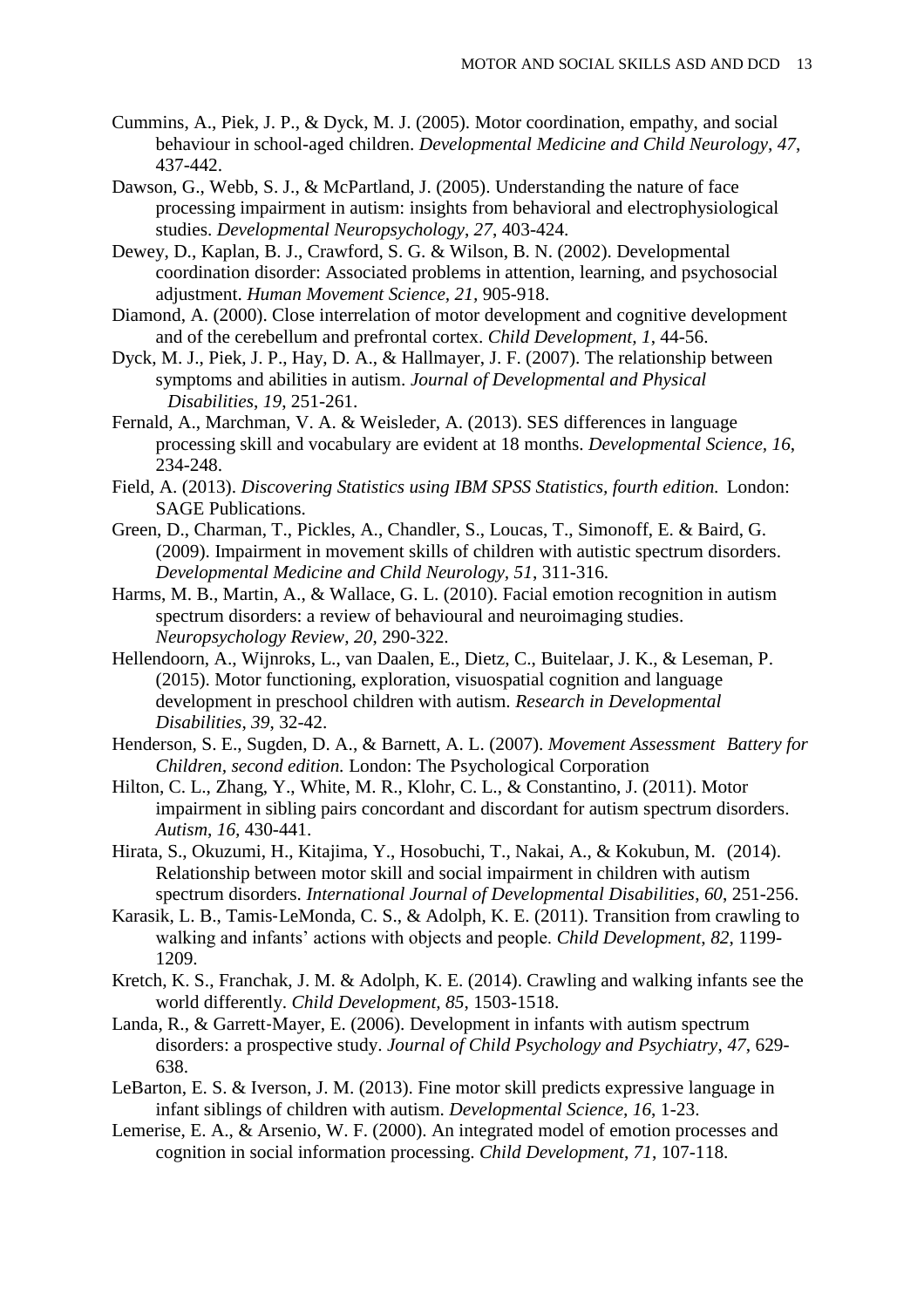Cummins, A., Piek, J. P., & Dyck, M. J. (2005). Motor coordination, empathy, and social behaviour in school-aged children. *Developmental Medicine and Child Neurology, 47*, 437-442.

Dawson, G., Webb, S. J., & McPartland, J. (2005). Understanding the nature of face processing impairment in autism: insights from behavioral and electrophysiological studies. *Developmental Neuropsychology*, *27*, 403-424.

Dewey, D., Kaplan, B. J., Crawford, S. G. & Wilson, B. N. (2002). Developmental coordination disorder: Associated problems in attention, learning, and psychosocial adjustment. *Human Movement Science, 21*, 905-918.

Diamond, A. (2000). Close interrelation of motor development and cognitive development and of the cerebellum and prefrontal cortex. *Child Development, 1*, 44-56.

Dyck, M. J., Piek, J. P., Hay, D. A., & Hallmayer, J. F. (2007). The relationship between symptoms and abilities in autism. *Journal of Developmental and Physical Disabilities*, *19*, 251-261.

Fernald, A., Marchman, V. A. & Weisleder, A. (2013). SES differences in language processing skill and vocabulary are evident at 18 months. *Developmental Science, 16*, 234-248.

Field, A. (2013). *Discovering Statistics using IBM SPSS Statistics, fourth edition.* London: SAGE Publications.

Green, D., Charman, T., Pickles, A., Chandler, S., Loucas, T., Simonoff, E. & Baird, G. (2009). Impairment in movement skills of children with autistic spectrum disorders. *Developmental Medicine and Child Neurology, 51*, 311-316.

Harms, M. B., Martin, A., & Wallace, G. L. (2010). Facial emotion recognition in autism spectrum disorders: a review of behavioural and neuroimaging studies. *Neuropsychology Review, 20*, 290-322.

Hellendoorn, A., Wijnroks, L., van Daalen, E., Dietz, C., Buitelaar, J. K., & Leseman, P. (2015). Motor functioning, exploration, visuospatial cognition and language development in preschool children with autism. *Research in Developmental Disabilities*, *39*, 32-42.

Henderson, S. E., Sugden, D. A., & Barnett, A. L. (2007). *Movement Assessment Battery for Children, second edition.* London: The Psychological Corporation

Hilton, C. L., Zhang, Y., White, M. R., Klohr, C. L., & Constantino, J. (2011). Motor impairment in sibling pairs concordant and discordant for autism spectrum disorders. *Autism, 16*, 430-441.

Hirata, S., Okuzumi, H., Kitajima, Y., Hosobuchi, T., Nakai, A., & Kokubun, M. (2014). Relationship between motor skill and social impairment in children with autism spectrum disorders. *International Journal of Developmental Disabilities*, *60*, 251-256.

Karasik, L. B., Tamis‐LeMonda, C. S., & Adolph, K. E. (2011). Transition from crawling to walking and infants' actions with objects and people. *Child Development*, *82*, 1199-1209.

Kretch, K. S., Franchak, J. M. & Adolph, K. E. (2014). Crawling and walking infants see the world differently. *Child Development, 85*, 1503-1518.

Landa, R., & Garrett‐Mayer, E. (2006). Development in infants with autism spectrum disorders: a prospective study. *Journal of Child Psychology and Psychiatry*, *47*, 629-638.

LeBarton, E. S. & Iverson, J. M. (2013). Fine motor skill predicts expressive language in infant siblings of children with autism. *Developmental Science, 16*, 1-23.

Lemerise, E. A., & Arsenio, W. F. (2000). An integrated model of emotion processes and cognition in social information processing. *Child Development*, *71*, 107-118.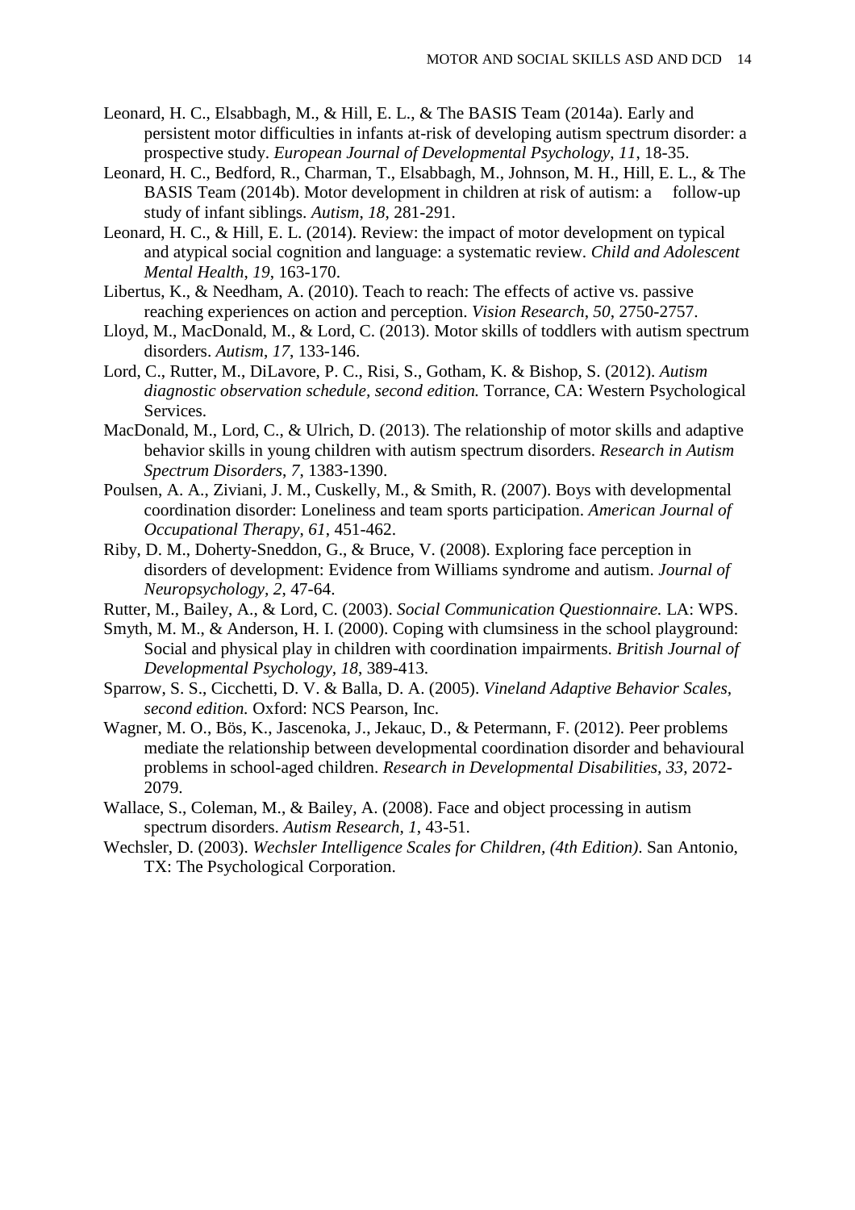Leonard, H. C., Elsabbagh, M., & Hill, E. L., & The BASIS Team (2014a). Early and persistent motor difficulties in infants at-risk of developing autism spectrum disorder: a prospective study. *European Journal of Developmental Psychology*, *11*, 18-35.

Leonard, H. C., Bedford, R., Charman, T., Elsabbagh, M., Johnson, M. H., Hill, E. L., & The BASIS Team (2014b). Motor development in children at risk of autism: a follow-up study of infant siblings. *Autism*, *18*, 281-291.

Leonard, H. C., & Hill, E. L. (2014). Review: the impact of motor development on typical and atypical social cognition and language: a systematic review. *Child and Adolescent Mental Health*, *19*, 163-170.

Libertus, K., & Needham, A. (2010). Teach to reach: The effects of active vs. passive reaching experiences on action and perception. *Vision Research*, *50*, 2750-2757.

Lloyd, M., MacDonald, M., & Lord, C. (2013). Motor skills of toddlers with autism spectrum disorders. *Autism*, *17*, 133-146.

Lord, C., Rutter, M., DiLavore, P. C., Risi, S., Gotham, K. & Bishop, S. (2012). *Autism diagnostic observation schedule, second edition.* Torrance, CA: Western Psychological Services.

MacDonald, M., Lord, C., & Ulrich, D. (2013). The relationship of motor skills and adaptive behavior skills in young children with autism spectrum disorders. *Research in Autism Spectrum Disorders*, *7*, 1383-1390.

Poulsen, A. A., Ziviani, J. M., Cuskelly, M., & Smith, R. (2007). Boys with developmental coordination disorder: Loneliness and team sports participation. *American Journal of Occupational Therapy*, *61*, 451-462.

Riby, D. M., Doherty-Sneddon, G., & Bruce, V. (2008). Exploring face perception in disorders of development: Evidence from Williams syndrome and autism. *Journal of Neuropsychology, 2*, 47-64.

Rutter, M., Bailey, A., & Lord, C. (2003). *Social Communication Questionnaire.* LA: WPS.

Smyth, M. M., & Anderson, H. I. (2000). Coping with clumsiness in the school playground: Social and physical play in children with coordination impairments. *British Journal of Developmental Psychology*, *18*, 389-413.

Sparrow, S. S., Cicchetti, D. V. & Balla, D. A. (2005). *Vineland Adaptive Behavior Scales, second edition.* Oxford: NCS Pearson, Inc.

Wagner, M. O., Bös, K., Jascenoka, J., Jekauc, D., & Petermann, F. (2012). Peer problems mediate the relationship between developmental coordination disorder and behavioural problems in school-aged children. *Research in Developmental Disabilities, 33*, 2072-2079.

Wallace, S., Coleman, M., & Bailey, A. (2008). Face and object processing in autism spectrum disorders. *Autism Research*, *1*, 43-51.

Wechsler, D. (2003). *Wechsler Intelligence Scales for Children, (4th Edition)*. San Antonio, TX: The Psychological Corporation.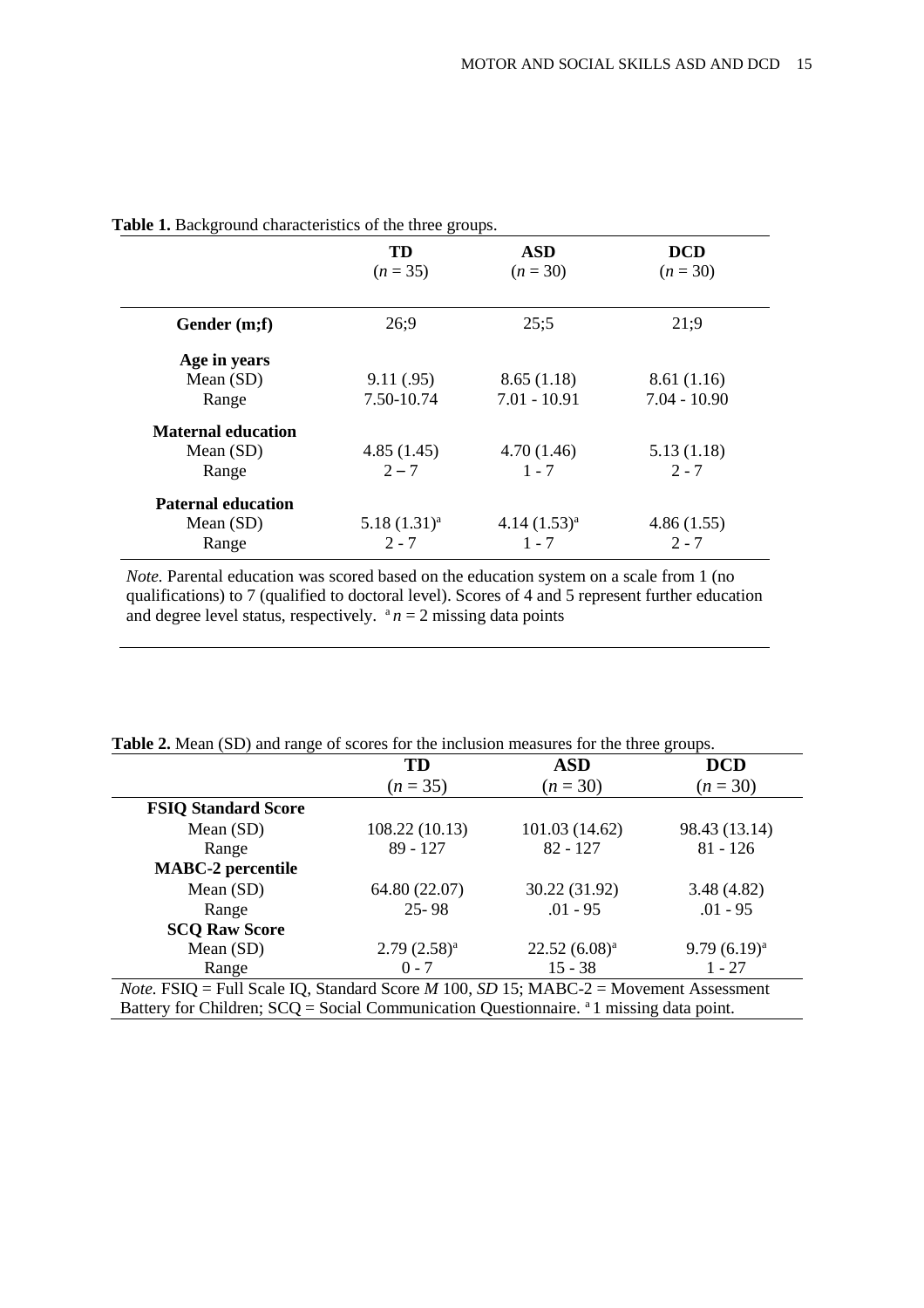**Table 1.** Background characteristics of the three groups.

| | TD ($n$ = 35) | ASD ($n$ = 30) | DCD ($n$ = 30) |
|---|---|---|---|
| **Gender (m;f)** | 26;9 | 25;5 | 21;9 |
| **Age in years** | | | |
| Mean (SD) | 9.11 (.95) | 8.65 (1.18) | 8.61 (1.16) |
| Range | 7.50-10.74 | 7.01 - 10.91 | 7.04 - 10.90 |
| **Maternal education** | | | |
| Mean (SD) | 4.85 (1.45) | 4.70 (1.46) | 5.13 (1.18) |
| Range | 2 – 7 | 1 - 7 | 2 - 7 |
| **Paternal education** | | | |
| Mean (SD) | 5.18 (1.31)[a] | 4.14 (1.53)[a] | 4.86 (1.55) |
| Range | 2 - 7 | 1 - 7 | 2 - 7 |

*Note.* Parental education was scored based on the education system on a scale from 1 (no qualifications) to 7 (qualified to doctoral level). Scores of 4 and 5 represent further education and degree level status, respectively. [a] $n$ = 2 missing data points

**Table 2.** Mean (SD) and range of scores for the inclusion measures for the three groups.

| | TD ($n$ = 35) | ASD ($n$ = 30) | DCD ($n$ = 30) |
|---|---|---|---|
| **FSIQ Standard Score** | | | |
| Mean (SD) | 108.22 (10.13) | 101.03 (14.62) | 98.43 (13.14) |
| Range | 89 - 127 | 82 - 127 | 81 - 126 |
| **MABC-2 percentile** | | | |
| Mean (SD) | 64.80 (22.07) | 30.22 (31.92) | 3.48 (4.82) |
| Range | 25- 98 | .01 - 95 | .01 - 95 |
| **SCQ Raw Score** | | | |
| Mean (SD) | 2.79 (2.58)[a] | 22.52 (6.08)[a] | 9.79 (6.19)[a] |
| Range | 0 - 7 | 15 - 38 | 1 - 27 |

*Note.* FSIQ = Full Scale IQ, Standard Score *M* 100, *SD* 15; MABC-2 = Movement Assessment Battery for Children; SCQ = Social Communication Questionnaire. [a] 1 missing data point.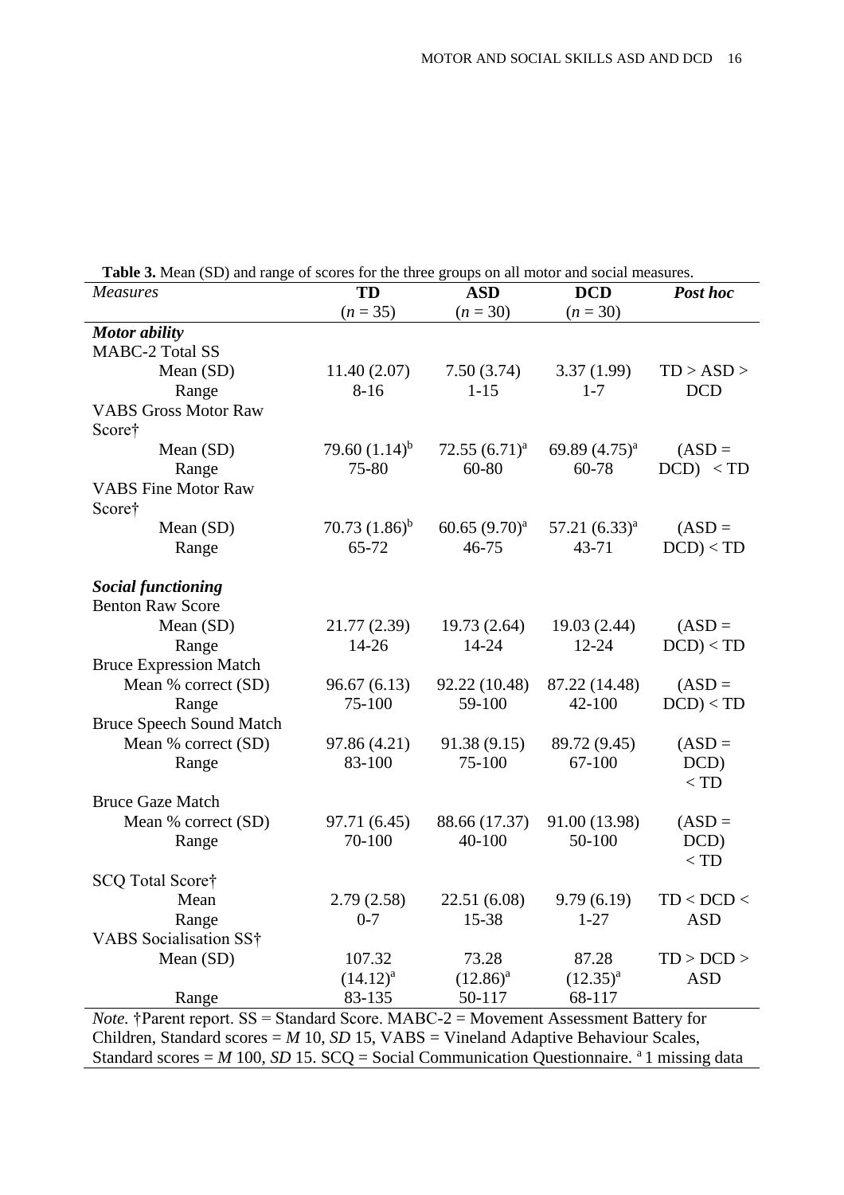**Table 3.** Mean (SD) and range of scores for the three groups on all motor and social measures.

| *Measures* | **TD** ($n$ = 35) | **ASD** ($n$ = 30) | **DCD** ($n$ = 30) | ***Post hoc*** |
|---|---|---|---|---|
| ***Motor ability*** | | | | |
| MABC-2 Total SS | | | | |
| Mean (SD) | 11.40 (2.07) | 7.50 (3.74) | 3.37 (1.99) | TD > ASD > DCD |
| Range | 8-16 | 1-15 | 1-7 | |
| VABS Gross Motor Raw Score† | | | | |
| Mean (SD) | 79.60 (1.14)[b] | 72.55 (6.71)[a] | 69.89 (4.75)[a] | (ASD = DCD) < TD |
| Range | 75-80 | 60-80 | 60-78 | |
| VABS Fine Motor Raw Score† | | | | |
| Mean (SD) | 70.73 (1.86)[b] | 60.65 (9.70)[a] | 57.21 (6.33)[a] | (ASD = DCD) < TD |
| Range | 65-72 | 46-75 | 43-71 | |
| ***Social functioning*** | | | | |
| Benton Raw Score | | | | |
| Mean (SD) | 21.77 (2.39) | 19.73 (2.64) | 19.03 (2.44) | (ASD = DCD) < TD |
| Range | 14-26 | 14-24 | 12-24 | |
| Bruce Expression Match | | | | |
| Mean % correct (SD) | 96.67 (6.13) | 92.22 (10.48) | 87.22 (14.48) | (ASD = DCD) < TD |
| Range | 75-100 | 59-100 | 42-100 | |
| Bruce Speech Sound Match | | | | |
| Mean % correct (SD) | 97.86 (4.21) | 91.38 (9.15) | 89.72 (9.45) | (ASD = DCD) < TD |
| Range | 83-100 | 75-100 | 67-100 | |
| Bruce Gaze Match | | | | |
| Mean % correct (SD) | 97.71 (6.45) | 88.66 (17.37) | 91.00 (13.98) | (ASD = DCD) < TD |
| Range | 70-100 | 40-100 | 50-100 | |
| SCQ Total Score† | | | | |
| Mean | 2.79 (2.58) | 22.51 (6.08) | 9.79 (6.19) | TD < DCD < ASD |
| Range | 0-7 | 15-38 | 1-27 | |
| VABS Socialisation SS† | | | | |
| Mean (SD) | 107.32 (14.12)[a] | 73.28 (12.86)[a] | 87.28 (12.35)[a] | TD > DCD > ASD |
| Range | 83-135 | 50-117 | 68-117 | |

*Note.* †Parent report. SS = Standard Score. MABC-2 = Movement Assessment Battery for Children, Standard scores = $M$ 10, $SD$ 15, VABS = Vineland Adaptive Behaviour Scales, Standard scores = $M$ 100, $SD$ 15. SCQ = Social Communication Questionnaire. [a] 1 missing data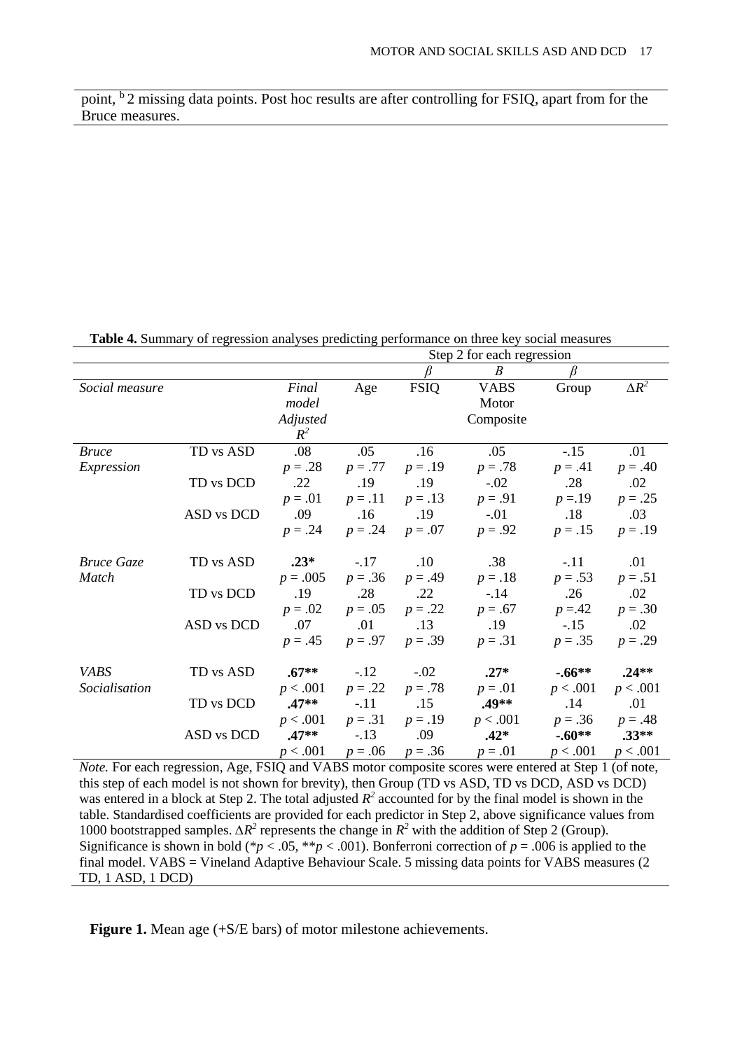point, [b] 2 missing data points. Post hoc results are after controlling for FSIQ, apart from for the Bruce measures.

**Table 4.** Summary of regression analyses predicting performance on three key social measures

| | | | Step 2 for each regression | | | | |
|---|---|---|---|---|---|---|---|
| | | | | $\beta$ | $B$ | $\beta$ | |
| *Social measure* | | *Final model Adjusted $R^2$* | Age | FSIQ | VABS Motor Composite | Group | $\Delta R^2$ |
| *Bruce Expression* | TD vs ASD | .08<br>$p = .28$ | .05<br>$p = .77$ | .16<br>$p = .19$ | .05<br>$p = .78$ | -.15<br>$p = .41$ | .01<br>$p = .40$ |
| | TD vs DCD | .22<br>$p = .01$ | .19<br>$p = .11$ | .19<br>$p = .13$ | -.02<br>$p = .91$ | .28<br>$p = .19$ | .02<br>$p = .25$ |
| | ASD vs DCD | .09<br>$p = .24$ | .16<br>$p = .24$ | .19<br>$p = .07$ | -.01<br>$p = .92$ | .18<br>$p = .15$ | .03<br>$p = .19$ |
| *Bruce Gaze Match* | TD vs ASD | **.23***<br>$p = .005$ | -.17<br>$p = .36$ | .10<br>$p = .49$ | .38<br>$p = .18$ | -.11<br>$p = .53$ | .01<br>$p = .51$ |
| | TD vs DCD | .19<br>$p = .02$ | .28<br>$p = .05$ | .22<br>$p = .22$ | -.14<br>$p = .67$ | .26<br>$p = .42$ | .02<br>$p = .30$ |
| | ASD vs DCD | .07<br>$p = .45$ | .01<br>$p = .97$ | .13<br>$p = .39$ | .19<br>$p = .31$ | -.15<br>$p = .35$ | .02<br>$p = .29$ |
| *VABS Socialisation* | TD vs ASD | **.67****<br>$p < .001$ | -.12<br>$p = .22$ | -.02<br>$p = .78$ | **.27***<br>$p = .01$ | **-.66****<br>$p < .001$ | **.24****<br>$p < .001$ |
| | TD vs DCD | **.47****<br>$p < .001$ | -.11<br>$p = .31$ | .15<br>$p = .19$ | **.49****<br>$p < .001$ | .14<br>$p = .36$ | .01<br>$p = .48$ |
| | ASD vs DCD | **.47****<br>$p < .001$ | -.13<br>$p = .06$ | .09<br>$p = .36$ | **.42***<br>$p = .01$ | **-.60****<br>$p < .001$ | **.33****<br>$p < .001$ |

*Note.* For each regression, Age, FSIQ and VABS motor composite scores were entered at Step 1 (of note, this step of each model is not shown for brevity), then Group (TD vs ASD, TD vs DCD, ASD vs DCD) was entered in a block at Step 2. The total adjusted $R^2$ accounted for by the final model is shown in the table. Standardised coefficients are provided for each predictor in Step 2, above significance values from 1000 bootstrapped samples. $\Delta R^2$ represents the change in $R^2$ with the addition of Step 2 (Group). Significance is shown in bold (*$p < .05$, **$p < .001$). Bonferroni correction of $p = .006$ is applied to the final model. VABS = Vineland Adaptive Behaviour Scale. 5 missing data points for VABS measures (2 TD, 1 ASD, 1 DCD)

**Figure 1.** Mean age (+S/E bars) of motor milestone achievements.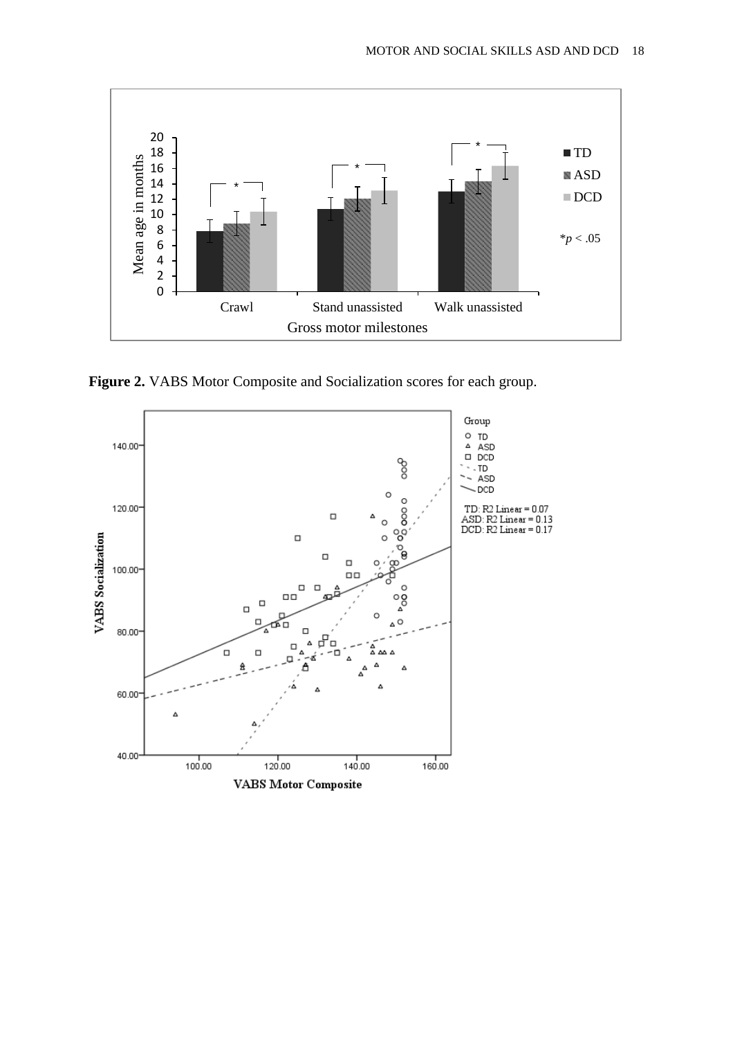20
18
16
14
12
10
8
6
4
2
0

Mean age in months

Crawl

Stand unassisted

Walk unassisted

Gross motor milestones

■ TD

▧ ASD

■ DCD

*$p < .05$

**Figure 2.** VABS Motor Composite and Socialization scores for each group.

Group

○ TD

△ ASD

□ DCD

TD

ASD

DCD

TD: R2 Linear = 0.07

ASD: R2 Linear = 0.13

DCD: R2 Linear = 0.17

140.00

120.00

100.00

80.00

60.00

40.00

VABS Socialization

100.00

120.00

140.00

160.00

VABS Motor Composite